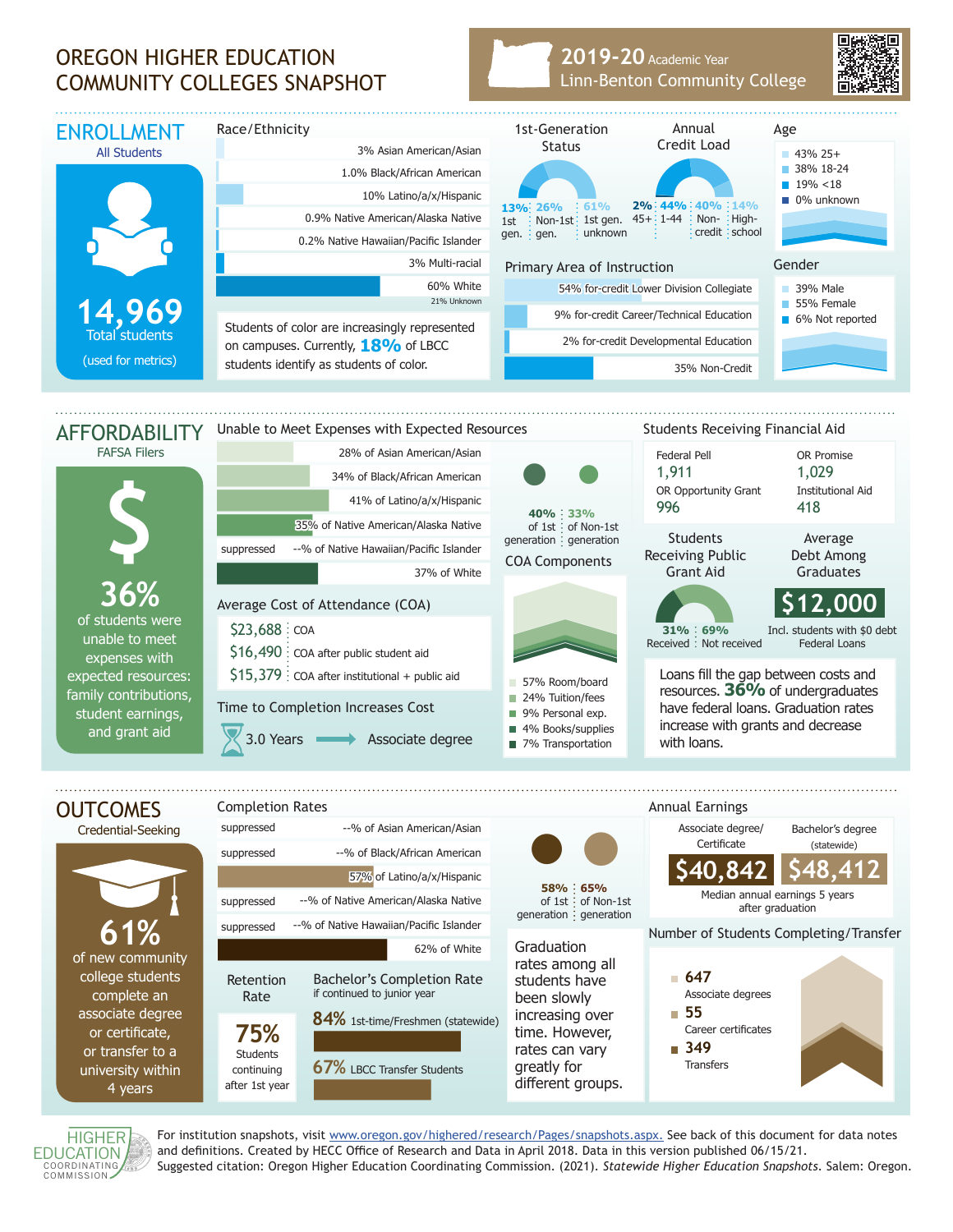# OREGON HIGHER EDUCATION COMMUNITY COLLEGES SNAPSHOT

**2019-20** Academic Year
Linn-Benton Community College

## ENROLLMENT

All Students

**14,969**
Total students
(used for metrics)

### Race/Ethnicity

- 3% Asian American/Asian
- 1.0% Black/African American
- 10% Latino/a/x/Hispanic
- 0.9% Native American/Alaska Native
- 0.2% Native Hawaiian/Pacific Islander
- 3% Multi-racial
- 60% White
- 21% Unknown

Students of color are increasingly represented on campuses. Currently, **18%** of LBCC students identify as students of color.

### 1st-Generation Status

- 13% 1st gen.
- 26% Non-1st gen.
- 61% 1st gen. unknown

### Annual Credit Load

- 2% 45+
- 44% 1-44
- 40% Non-credit
- 14% High-school

### Age

- 43% 25+
- 38% 18-24
- 19% <18
- 0% unknown

### Primary Area of Instruction

- 54% for-credit Lower Division Collegiate
- 9% for-credit Career/Technical Education
- 2% for-credit Developmental Education
- 35% Non-Credit

### Gender

- 39% Male
- 55% Female
- 6% Not reported

## AFFORDABILITY

FAFSA Filers

**36%**
of students were unable to meet expenses with expected resources: family contributions, student earnings, and grant aid

### Unable to Meet Expenses with Expected Resources

- 28% of Asian American/Asian
- 34% of Black/African American
- 41% of Latino/a/x/Hispanic
- 35% of Native American/Alaska Native
- suppressed --% of Native Hawaiian/Pacific Islander
- 37% of White

- 40% of 1st generation
- 33% of Non-1st generation

### Average Cost of Attendance (COA)

- $23,688 COA
- $16,490 COA after public student aid
- $15,379 COA after institutional + public aid

### COA Components

- 57% Room/board
- 24% Tuition/fees
- 9% Personal exp.
- 4% Books/supplies
- 7% Transportation

### Time to Completion Increases Cost

3.0 Years → Associate degree

### Students Receiving Financial Aid

| Federal Pell | OR Promise |
|---|---|
| 1,911 | 1,029 |
| **OR Opportunity Grant** | **Institutional Aid** |
| 996 | 418 |

### Students Receiving Public Grant Aid

- 31% Received
- 69% Not received

### Average Debt Among Graduates

**$12,000**
Incl. students with $0 debt Federal Loans

Loans fill the gap between costs and resources. **36%** of undergraduates have federal loans. Graduation rates increase with grants and decrease with loans.

## OUTCOMES

Credential-Seeking

**61%**
of new community college students complete an associate degree or certificate, or transfer to a university within 4 years

### Completion Rates

- suppressed --% of Asian American/Asian
- suppressed --% of Black/African American
- 57% of Latino/a/x/Hispanic
- suppressed --% of Native American/Alaska Native
- suppressed --% of Native Hawaiian/Pacific Islander
- 62% of White

- 58% of 1st generation
- 65% of Non-1st generation

Graduation rates among all students have been slowly increasing over time. However, rates can vary greatly for different groups.

### Retention Rate

**75%**
Students continuing after 1st year

### Bachelor's Completion Rate

if continued to junior year

- **84%** 1st-time/Freshmen (statewide)
- **67%** LBCC Transfer Students

### Annual Earnings

| Associate degree/ Certificate | Bachelor's degree (statewide) |
|---|---|
| $40,842 | $48,412 |

Median annual earnings 5 years after graduation

### Number of Students Completing/Transfer

- **647** Associate degrees
- **55** Career certificates
- **349** Transfers

For institution snapshots, visit www.oregon.gov/highered/research/Pages/snapshots.aspx. See back of this document for data notes and definitions. Created by HECC Office of Research and Data in April 2018. Data in this version published 06/15/21.
Suggested citation: Oregon Higher Education Coordinating Commission. (2021). *Statewide Higher Education Snapshots*. Salem: Oregon.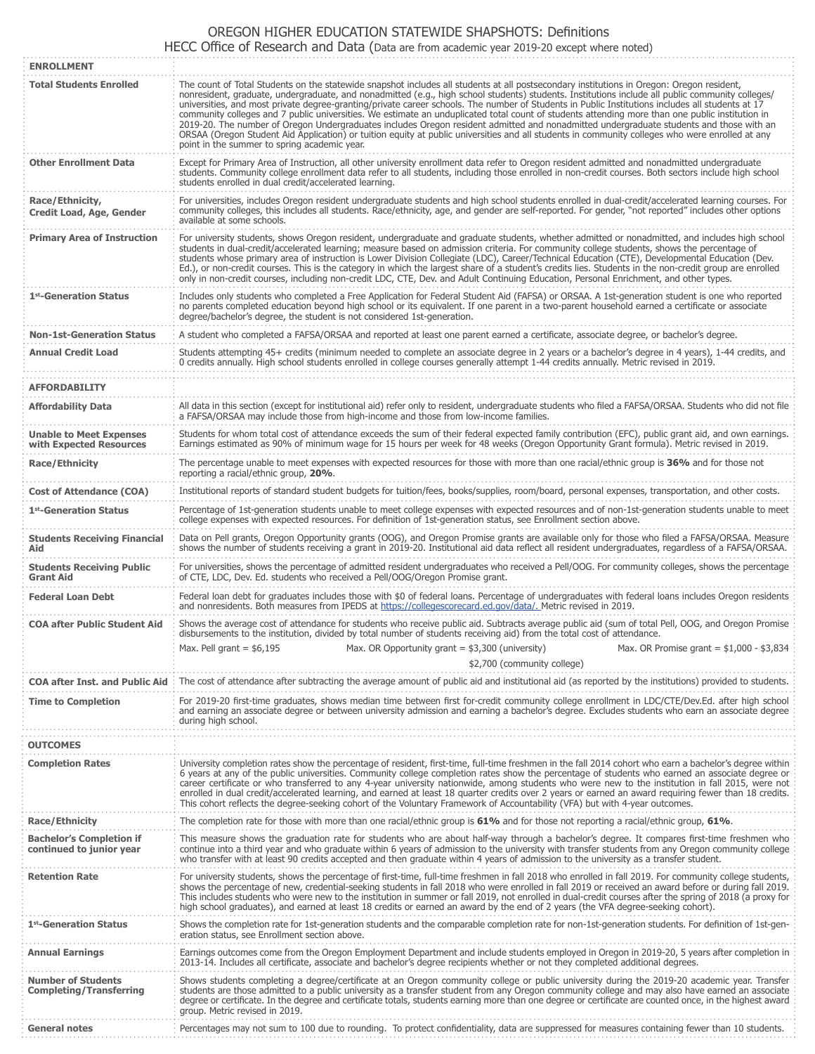# OREGON HIGHER EDUCATION STATEWIDE SHAPSHOTS: Definitions

## HECC Office of Research and Data (Data are from academic year 2019-20 except where noted)

| | |
|---|---|
| **ENROLLMENT** | |
| **Total Students Enrolled** | The count of Total Students on the statewide snapshot includes all students at all postsecondary institutions in Oregon: Oregon resident, nonresident, graduate, undergraduate, and nonadmitted (e.g., high school students) students. Institutions include all public community colleges/universities, and most private degree-granting/private career schools. The number of Students in Public Institutions includes all students at 17 community colleges and 7 public universities. We estimate an unduplicated total count of students attending more than one public institution in 2019-20. The number of Oregon Undergraduates includes Oregon resident admitted and nonadmitted undergraduate students and those with an ORSAA (Oregon Student Aid Application) or tuition equity at public universities and all students in community colleges who were enrolled at any point in the summer to spring academic year. |
| **Other Enrollment Data** | Except for Primary Area of Instruction, all other university enrollment data refer to Oregon resident admitted and nonadmitted undergraduate students. Community college enrollment data refer to all students, including those enrolled in non-credit courses. Both sectors include high school students enrolled in dual credit/accelerated learning. |
| **Race/Ethnicity, Credit Load, Age, Gender** | For universities, includes Oregon resident undergraduate students and high school students enrolled in dual-credit/accelerated learning courses. For community colleges, this includes all students. Race/ethnicity, age, and gender are self-reported. For gender, "not reported" includes other options available at some schools. |
| **Primary Area of Instruction** | For university students, shows Oregon resident, undergraduate and graduate students, whether admitted or nonadmitted, and includes high school students in dual-credit/accelerated learning; measure based on admission criteria. For community college students, shows the percentage of students whose primary area of instruction is Lower Division Collegiate (LDC), Career/Technical Education (CTE), Developmental Education (Dev. Ed.), or non-credit courses. This is the category in which the largest share of a student's credits lies. Students in the non-credit group are enrolled only in non-credit courses, including non-credit LDC, CTE, Dev. and Adult Continuing Education, Personal Enrichment, and other types. |
| **1st-Generation Status** | Includes only students who completed a Free Application for Federal Student Aid (FAFSA) or ORSAA. A 1st-generation student is one who reported no parents completed education beyond high school or its equivalent. If one parent in a two-parent household earned a certificate or associate degree/bachelor's degree, the student is not considered 1st-generation. |
| **Non-1st-Generation Status** | A student who completed a FAFSA/ORSAA and reported at least one parent earned a certificate, associate degree, or bachelor's degree. |
| **Annual Credit Load** | Students attempting 45+ credits (minimum needed to complete an associate degree in 2 years or a bachelor's degree in 4 years), 1-44 credits, and 0 credits annually. High school students enrolled in college courses generally attempt 1-44 credits annually. Metric revised in 2019. |
| **AFFORDABILITY** | |
| **Affordability Data** | All data in this section (except for institutional aid) refer only to resident, undergraduate students who filed a FAFSA/ORSAA. Students who did not file a FAFSA/ORSAA may include those from high-income and those from low-income families. |
| **Unable to Meet Expenses with Expected Resources** | Students for whom total cost of attendance exceeds the sum of their federal expected family contribution (EFC), public grant aid, and own earnings. Earnings estimated as 90% of minimum wage for 15 hours per week for 48 weeks (Oregon Opportunity Grant formula). Metric revised in 2019. |
| **Race/Ethnicity** | The percentage unable to meet expenses with expected resources for those with more than one racial/ethnic group is **36%** and for those not reporting a racial/ethnic group, **20%**. |
| **Cost of Attendance (COA)** | Institutional reports of standard student budgets for tuition/fees, books/supplies, room/board, personal expenses, transportation, and other costs. |
| **1st-Generation Status** | Percentage of 1st-generation students unable to meet college expenses with expected resources and of non-1st-generation students unable to meet college expenses with expected resources. For definition of 1st-generation status, see Enrollment section above. |
| **Students Receiving Financial Aid** | Data on Pell grants, Oregon Opportunity grants (OOG), and Oregon Promise grants are available only for those who filed a FAFSA/ORSAA. Measure shows the number of students receiving a grant in 2019-20. Institutional aid data reflect all resident undergraduates, regardless of a FAFSA/ORSAA. |
| **Students Receiving Public Grant Aid** | For universities, shows the percentage of admitted resident undergraduates who received a Pell/OOG. For community colleges, shows the percentage of CTE, LDC, Dev. Ed. students who received a Pell/OOG/Oregon Promise grant. |
| **Federal Loan Debt** | Federal loan debt for graduates includes those with $0 of federal loans. Percentage of undergraduates with federal loans includes Oregon residents and nonresidents. Both measures from IPEDS at https://collegescorecard.ed.gov/data/. Metric revised in 2019. |
| **COA after Public Student Aid** | Shows the average cost of attendance for students who receive public aid. Subtracts average public aid (sum of total Pell, OOG, and Oregon Promise disbursements to the institution, divided by total number of students receiving aid) from the total cost of attendance. Max. Pell grant = $6,195; Max. OR Opportunity grant = $3,300 (university), $2,700 (community college); Max. OR Promise grant = $1,000 - $3,834 |
| **COA after Inst. and Public Aid** | The cost of attendance after subtracting the average amount of public aid and institutional aid (as reported by the institutions) provided to students. |
| **Time to Completion** | For 2019-20 first-time graduates, shows median time between first for-credit community college enrollment in LDC/CTE/Dev.Ed. after high school and earning an associate degree or between university admission and earning a bachelor's degree. Excludes students who earn an associate degree during high school. |
| **OUTCOMES** | |
| **Completion Rates** | University completion rates show the percentage of resident, first-time, full-time freshmen in the fall 2014 cohort who earn a bachelor's degree within 6 years at any of the public universities. Community college completion rates show the percentage of students who earned an associate degree or career certificate or who transferred to any 4-year university nationwide, among students who were new to the institution in fall 2015, were not enrolled in dual credit/accelerated learning, and earned at least 18 quarter credits over 2 years or earned an award requiring fewer than 18 credits. This cohort reflects the degree-seeking cohort of the Voluntary Framework of Accountability (VFA) but with 4-year outcomes. |
| **Race/Ethnicity** | The completion rate for those with more than one racial/ethnic group is **61%** and for those not reporting a racial/ethnic group, **61%**. |
| **Bachelor's Completion if continued to junior year** | This measure shows the graduation rate for students who are about half-way through a bachelor's degree. It compares first-time freshmen who continue into a third year and who graduate within 6 years of admission to the university with transfer students from any Oregon community college who transfer with at least 90 credits accepted and then graduate within 4 years of admission to the university as a transfer student. |
| **Retention Rate** | For university students, shows the percentage of first-time, full-time freshmen in fall 2018 who enrolled in fall 2019. For community college students, shows the percentage of new, credential-seeking students in fall 2018 who were enrolled in fall 2019 or received an award before or during fall 2019. This includes students who were new to the institution in summer or fall 2019, not enrolled in dual-credit courses after the spring of 2018 (a proxy for high school graduates), and earned at least 18 credits or earned an award by the end of 2 years (the VFA degree-seeking cohort). |
| **1st-Generation Status** | Shows the completion rate for 1st-generation students and the comparable completion rate for non-1st-generation students. For definition of 1st-generation status, see Enrollment section above. |
| **Annual Earnings** | Earnings outcomes come from the Oregon Employment Department and include students employed in Oregon in 2019-20, 5 years after completion in 2013-14. Includes all certificate, associate and bachelor's degree recipients whether or not they completed additional degrees. |
| **Number of Students Completing/Transferring** | Shows students completing a degree/certificate at an Oregon community college or public university during the 2019-20 academic year. Transfer students are those admitted to a public university as a transfer student from any Oregon community college and may also have earned an associate degree or certificate. In the degree and certificate totals, students earning more than one degree or certificate are counted once, in the highest award group. Metric revised in 2019. |
| **General notes** | Percentages may not sum to 100 due to rounding. To protect confidentiality, data are suppressed for measures containing fewer than 10 students. |